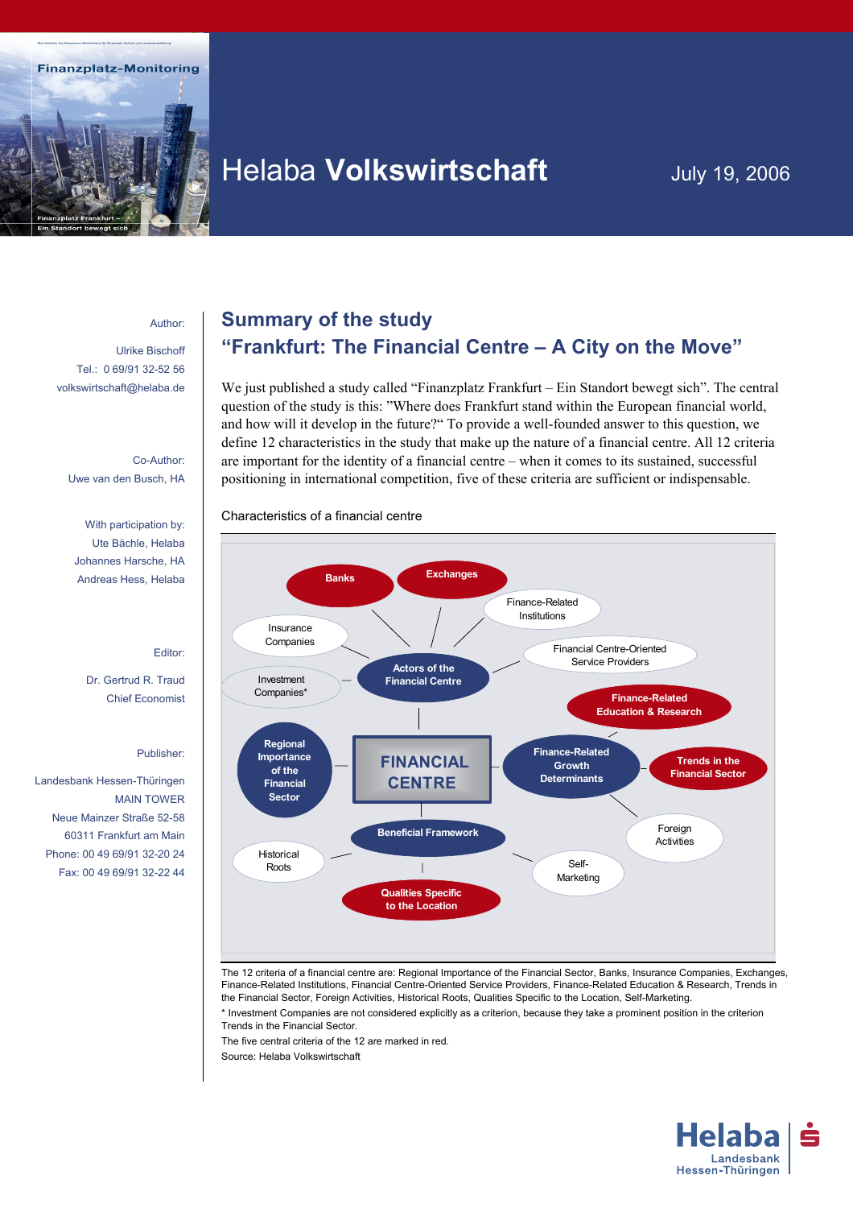Helaba **Volkswirtschaft**

July 19, 2006

Author:

Ulrike Bischoff
Tel.: 0 69/91 32-52 56
volkswirtschaft@helaba.de

Co-Author:

Uwe van den Busch, HA

With participation by:

Ute Bächle, Helaba
Johannes Harsche, HA
Andreas Hess, Helaba

Editor:

Dr. Gertrud R. Traud
Chief Economist

Publisher:

Landesbank Hessen-Thüringen
MAIN TOWER
Neue Mainzer Straße 52-58
60311 Frankfurt am Main
Phone: 00 49 69/91 32-20 24
Fax: 00 49 69/91 32-22 44

# Summary of the study
# "Frankfurt: The Financial Centre – A City on the Move"

We just published a study called "Finanzplatz Frankfurt – Ein Standort bewegt sich". The central question of the study is this: "Where does Frankfurt stand within the European financial world, and how will it develop in the future?" To provide a well-founded answer to this question, we define 12 characteristics in the study that make up the nature of a financial centre. All 12 criteria are important for the identity of a financial centre – when it comes to its sustained, successful positioning in international competition, five of these criteria are sufficient or indispensable.

Characteristics of a financial centre

FINANCIAL CENTRE

Actors of the Financial Centre

Banks

Exchanges

Finance-Related Institutions

Insurance Companies

Investment Companies*

Financial Centre-Oriented Service Providers

Finance-Related Education & Research

Regional Importance of the Financial Sector

Finance-Related Growth Determinants

Trends in the Financial Sector

Foreign Activities

Beneficial Framework

Historical Roots

Self-Marketing

Qualities Specific to the Location

The 12 criteria of a financial centre are: Regional Importance of the Financial Sector, Banks, Insurance Companies, Exchanges, Finance-Related Institutions, Financial Centre-Oriented Service Providers, Finance-Related Education & Research, Trends in the Financial Sector, Foreign Activities, Historical Roots, Qualities Specific to the Location, Self-Marketing.

* Investment Companies are not considered explicitly as a criterion, because they take a prominent position in the criterion Trends in the Financial Sector.

The five central criteria of the 12 are marked in red.

Source: Helaba Volkswirtschaft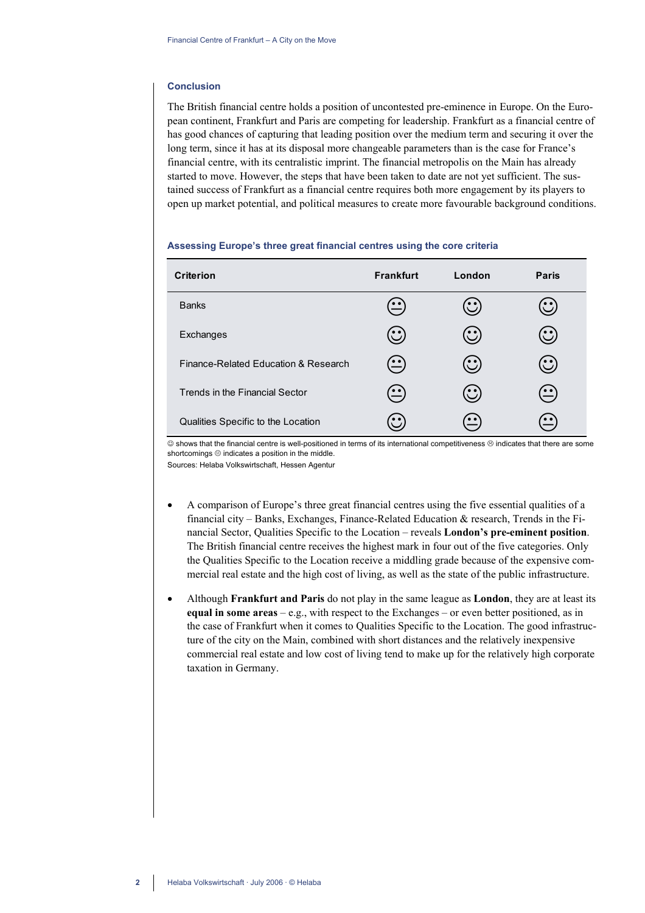## Conclusion

The British financial centre holds a position of uncontested pre-eminence in Europe. On the European continent, Frankfurt and Paris are competing for leadership. Frankfurt as a financial centre of has good chances of capturing that leading position over the medium term and securing it over the long term, since it has at its disposal more changeable parameters than is the case for France's financial centre, with its centralistic imprint. The financial metropolis on the Main has already started to move. However, the steps that have been taken to date are not yet sufficient. The sustained success of Frankfurt as a financial centre requires both more engagement by its players to open up market potential, and political measures to create more favourable background conditions.

**Assessing Europe's three great financial centres using the core criteria**

| Criterion | Frankfurt | London | Paris |
|---|---|---|---|
| Banks | 😐 | ☺ | ☺ |
| Exchanges | ☺ | ☺ | ☺ |
| Finance-Related Education & Research | 😐 | ☺ | ☺ |
| Trends in the Financial Sector | 😐 | ☺ | 😐 |
| Qualities Specific to the Location | ☺ | 😐 | 😐 |

☺ shows that the financial centre is well-positioned in terms of its international competitiveness ☹ indicates that there are some shortcomings 😐 indicates a position in the middle.

Sources: Helaba Volkswirtschaft, Hessen Agentur

- A comparison of Europe's three great financial centres using the five essential qualities of a financial city – Banks, Exchanges, Finance-Related Education & research, Trends in the Financial Sector, Qualities Specific to the Location – reveals **London's pre-eminent position**. The British financial centre receives the highest mark in four out of the five categories. Only the Qualities Specific to the Location receive a middling grade because of the expensive commercial real estate and the high cost of living, as well as the state of the public infrastructure.

- Although **Frankfurt and Paris** do not play in the same league as **London**, they are at least its **equal in some areas** – e.g., with respect to the Exchanges – or even better positioned, as in the case of Frankfurt when it comes to Qualities Specific to the Location. The good infrastructure of the city on the Main, combined with short distances and the relatively inexpensive commercial real estate and low cost of living tend to make up for the relatively high corporate taxation in Germany.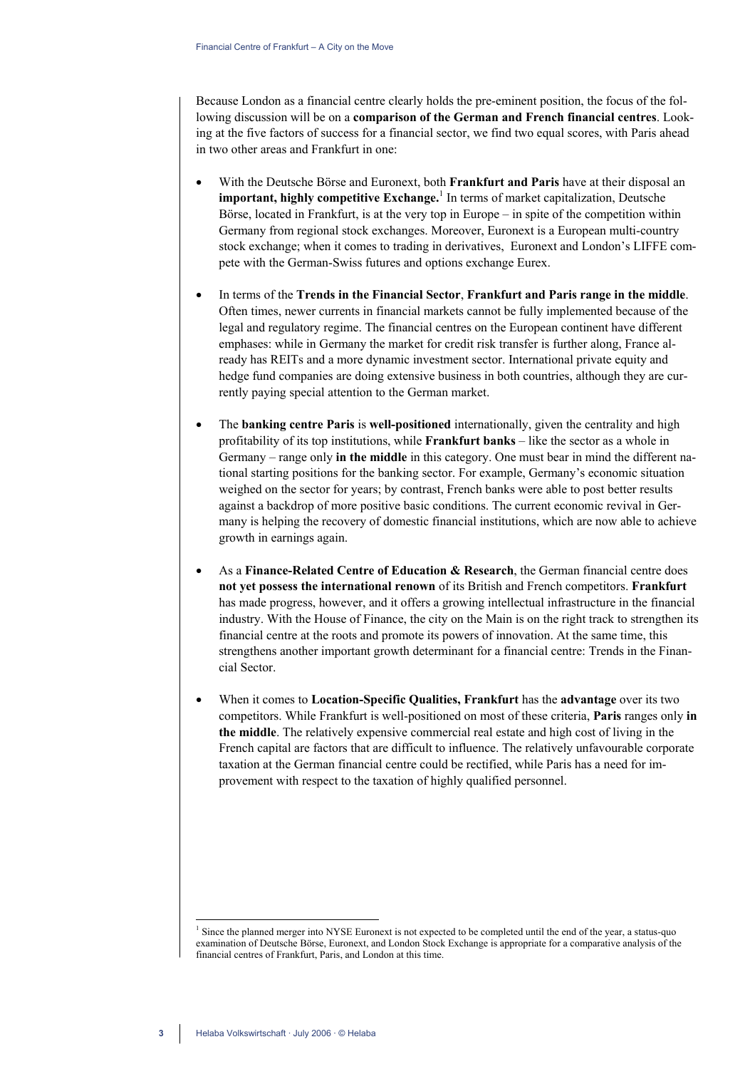Because London as a financial centre clearly holds the pre-eminent position, the focus of the following discussion will be on a **comparison of the German and French financial centres**. Looking at the five factors of success for a financial sector, we find two equal scores, with Paris ahead in two other areas and Frankfurt in one:

- With the Deutsche Börse and Euronext, both **Frankfurt and Paris** have at their disposal an **important, highly competitive Exchange.**[1] In terms of market capitalization, Deutsche Börse, located in Frankfurt, is at the very top in Europe – in spite of the competition within Germany from regional stock exchanges. Moreover, Euronext is a European multi-country stock exchange; when it comes to trading in derivatives, Euronext and London's LIFFE compete with the German-Swiss futures and options exchange Eurex.

- In terms of the **Trends in the Financial Sector**, **Frankfurt and Paris range in the middle**. Often times, newer currents in financial markets cannot be fully implemented because of the legal and regulatory regime. The financial centres on the European continent have different emphases: while in Germany the market for credit risk transfer is further along, France already has REITs and a more dynamic investment sector. International private equity and hedge fund companies are doing extensive business in both countries, although they are currently paying special attention to the German market.

- The **banking centre Paris** is **well-positioned** internationally, given the centrality and high profitability of its top institutions, while **Frankfurt banks** – like the sector as a whole in Germany – range only **in the middle** in this category. One must bear in mind the different national starting positions for the banking sector. For example, Germany's economic situation weighed on the sector for years; by contrast, French banks were able to post better results against a backdrop of more positive basic conditions. The current economic revival in Germany is helping the recovery of domestic financial institutions, which are now able to achieve growth in earnings again.

- As a **Finance-Related Centre of Education & Research**, the German financial centre does **not yet possess the international renown** of its British and French competitors. **Frankfurt** has made progress, however, and it offers a growing intellectual infrastructure in the financial industry. With the House of Finance, the city on the Main is on the right track to strengthen its financial centre at the roots and promote its powers of innovation. At the same time, this strengthens another important growth determinant for a financial centre: Trends in the Financial Sector.

- When it comes to **Location-Specific Qualities, Frankfurt** has the **advantage** over its two competitors. While Frankfurt is well-positioned on most of these criteria, **Paris** ranges only **in the middle**. The relatively expensive commercial real estate and high cost of living in the French capital are factors that are difficult to influence. The relatively unfavourable corporate taxation at the German financial centre could be rectified, while Paris has a need for improvement with respect to the taxation of highly qualified personnel.

[1] Since the planned merger into NYSE Euronext is not expected to be completed until the end of the year, a status-quo examination of Deutsche Börse, Euronext, and London Stock Exchange is appropriate for a comparative analysis of the financial centres of Frankfurt, Paris, and London at this time.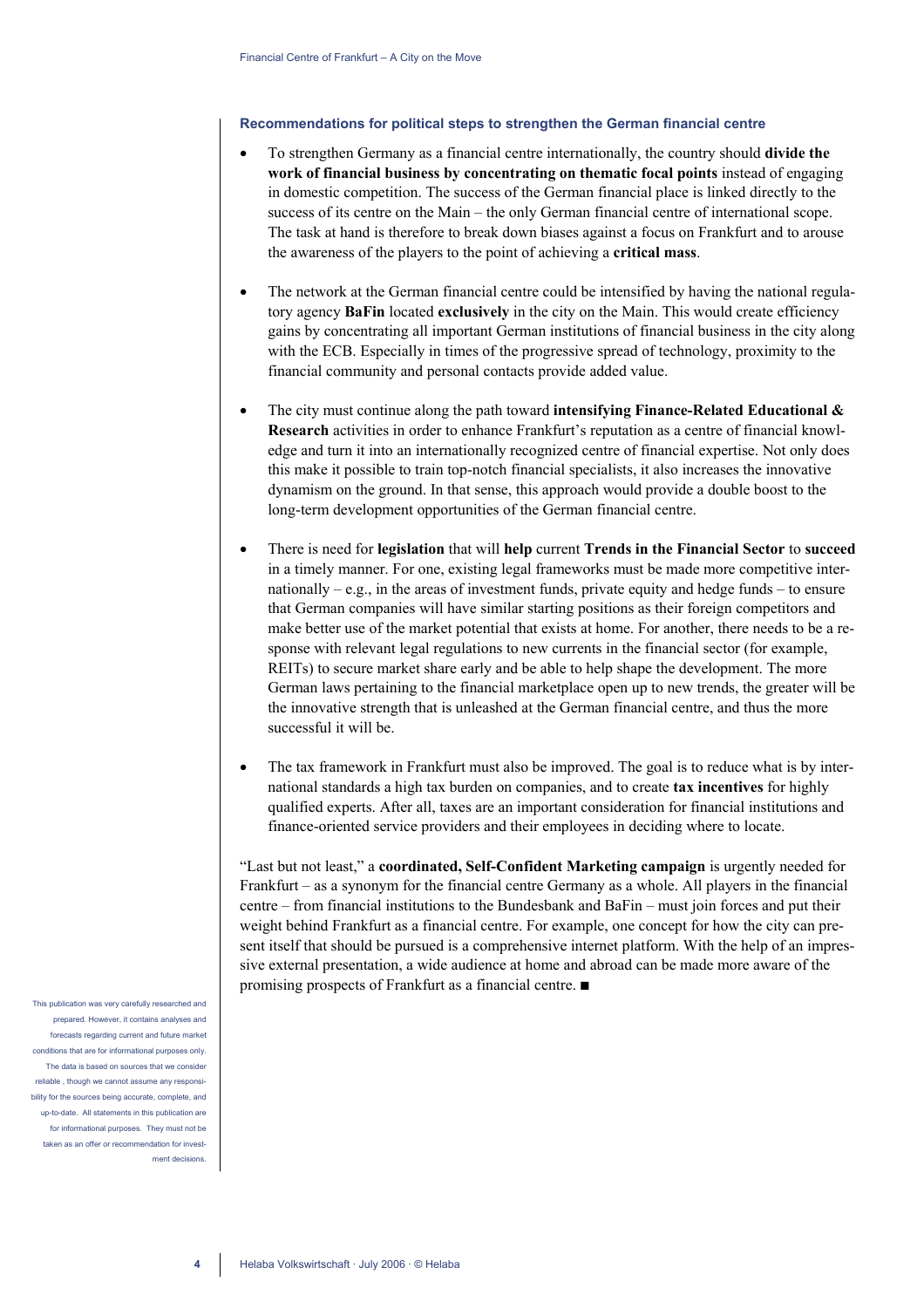## Recommendations for political steps to strengthen the German financial centre

- To strengthen Germany as a financial centre internationally, the country should **divide the work of financial business by concentrating on thematic focal points** instead of engaging in domestic competition. The success of the German financial place is linked directly to the success of its centre on the Main – the only German financial centre of international scope. The task at hand is therefore to break down biases against a focus on Frankfurt and to arouse the awareness of the players to the point of achieving a **critical mass**.

- The network at the German financial centre could be intensified by having the national regulatory agency **BaFin** located **exclusively** in the city on the Main. This would create efficiency gains by concentrating all important German institutions of financial business in the city along with the ECB. Especially in times of the progressive spread of technology, proximity to the financial community and personal contacts provide added value.

- The city must continue along the path toward **intensifying Finance-Related Educational & Research** activities in order to enhance Frankfurt's reputation as a centre of financial knowledge and turn it into an internationally recognized centre of financial expertise. Not only does this make it possible to train top-notch financial specialists, it also increases the innovative dynamism on the ground. In that sense, this approach would provide a double boost to the long-term development opportunities of the German financial centre.

- There is need for **legislation** that will **help** current **Trends in the Financial Sector** to **succeed** in a timely manner. For one, existing legal frameworks must be made more competitive internationally – e.g., in the areas of investment funds, private equity and hedge funds – to ensure that German companies will have similar starting positions as their foreign competitors and make better use of the market potential that exists at home. For another, there needs to be a response with relevant legal regulations to new currents in the financial sector (for example, REITs) to secure market share early and be able to help shape the development. The more German laws pertaining to the financial marketplace open up to new trends, the greater will be the innovative strength that is unleashed at the German financial centre, and thus the more successful it will be.

- The tax framework in Frankfurt must also be improved. The goal is to reduce what is by international standards a high tax burden on companies, and to create **tax incentives** for highly qualified experts. After all, taxes are an important consideration for financial institutions and finance-oriented service providers and their employees in deciding where to locate.

"Last but not least," a **coordinated, Self-Confident Marketing campaign** is urgently needed for Frankfurt – as a synonym for the financial centre Germany as a whole. All players in the financial centre – from financial institutions to the Bundesbank and BaFin – must join forces and put their weight behind Frankfurt as a financial centre. For example, one concept for how the city can present itself that should be pursued is a comprehensive internet platform. With the help of an impressive external presentation, a wide audience at home and abroad can be made more aware of the promising prospects of Frankfurt as a financial centre. ■

This publication was very carefully researched and prepared. However, it contains analyses and forecasts regarding current and future market conditions that are for informational purposes only. The data is based on sources that we consider reliable , though we cannot assume any responsibility for the sources being accurate, complete, and up-to-date. All statements in this publication are for informational purposes. They must not be taken as an offer or recommendation for investment decisions.